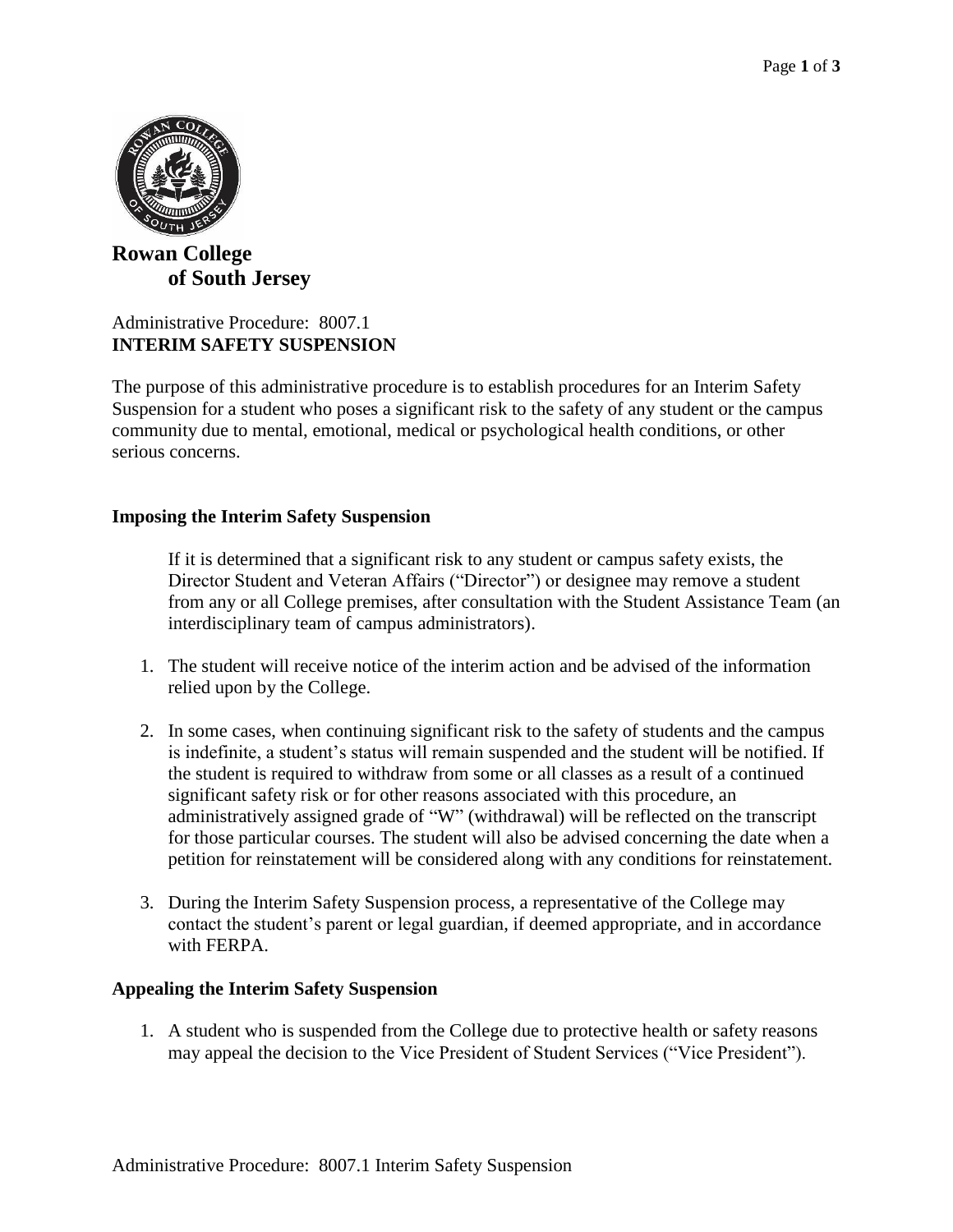# Rowan College of South Jersey

Administrative Procedure: 8007.1
**INTERIM SAFETY SUSPENSION**

The purpose of this administrative procedure is to establish procedures for an Interim Safety Suspension for a student who poses a significant risk to the safety of any student or the campus community due to mental, emotional, medical or psychological health conditions, or other serious concerns.

## Imposing the Interim Safety Suspension

If it is determined that a significant risk to any student or campus safety exists, the Director Student and Veteran Affairs ("Director") or designee may remove a student from any or all College premises, after consultation with the Student Assistance Team (an interdisciplinary team of campus administrators).

1. The student will receive notice of the interim action and be advised of the information relied upon by the College.

2. In some cases, when continuing significant risk to the safety of students and the campus is indefinite, a student's status will remain suspended and the student will be notified. If the student is required to withdraw from some or all classes as a result of a continued significant safety risk or for other reasons associated with this procedure, an administratively assigned grade of "W" (withdrawal) will be reflected on the transcript for those particular courses. The student will also be advised concerning the date when a petition for reinstatement will be considered along with any conditions for reinstatement.

3. During the Interim Safety Suspension process, a representative of the College may contact the student's parent or legal guardian, if deemed appropriate, and in accordance with FERPA.

## Appealing the Interim Safety Suspension

1. A student who is suspended from the College due to protective health or safety reasons may appeal the decision to the Vice President of Student Services ("Vice President").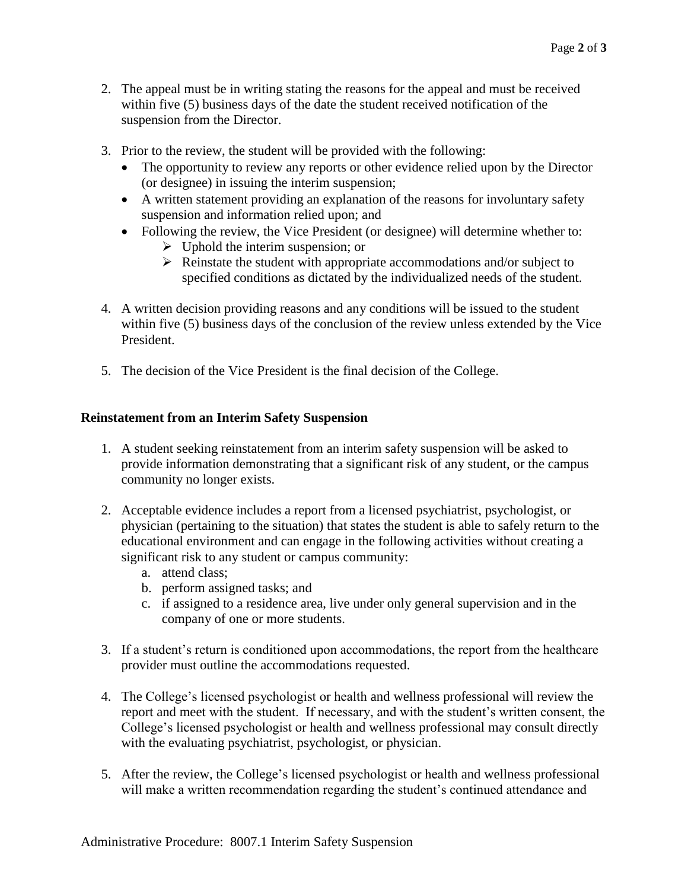2. The appeal must be in writing stating the reasons for the appeal and must be received within five (5) business days of the date the student received notification of the suspension from the Director.

3. Prior to the review, the student will be provided with the following:
   - The opportunity to review any reports or other evidence relied upon by the Director (or designee) in issuing the interim suspension;
   - A written statement providing an explanation of the reasons for involuntary safety suspension and information relied upon; and
   - Following the review, the Vice President (or designee) will determine whether to:
     - Uphold the interim suspension; or
     - Reinstate the student with appropriate accommodations and/or subject to specified conditions as dictated by the individualized needs of the student.

4. A written decision providing reasons and any conditions will be issued to the student within five (5) business days of the conclusion of the review unless extended by the Vice President.

5. The decision of the Vice President is the final decision of the College.

**Reinstatement from an Interim Safety Suspension**

1. A student seeking reinstatement from an interim safety suspension will be asked to provide information demonstrating that a significant risk of any student, or the campus community no longer exists.

2. Acceptable evidence includes a report from a licensed psychiatrist, psychologist, or physician (pertaining to the situation) that states the student is able to safely return to the educational environment and can engage in the following activities without creating a significant risk to any student or campus community:
   a. attend class;
   b. perform assigned tasks; and
   c. if assigned to a residence area, live under only general supervision and in the company of one or more students.

3. If a student's return is conditioned upon accommodations, the report from the healthcare provider must outline the accommodations requested.

4. The College's licensed psychologist or health and wellness professional will review the report and meet with the student. If necessary, and with the student's written consent, the College's licensed psychologist or health and wellness professional may consult directly with the evaluating psychiatrist, psychologist, or physician.

5. After the review, the College's licensed psychologist or health and wellness professional will make a written recommendation regarding the student's continued attendance and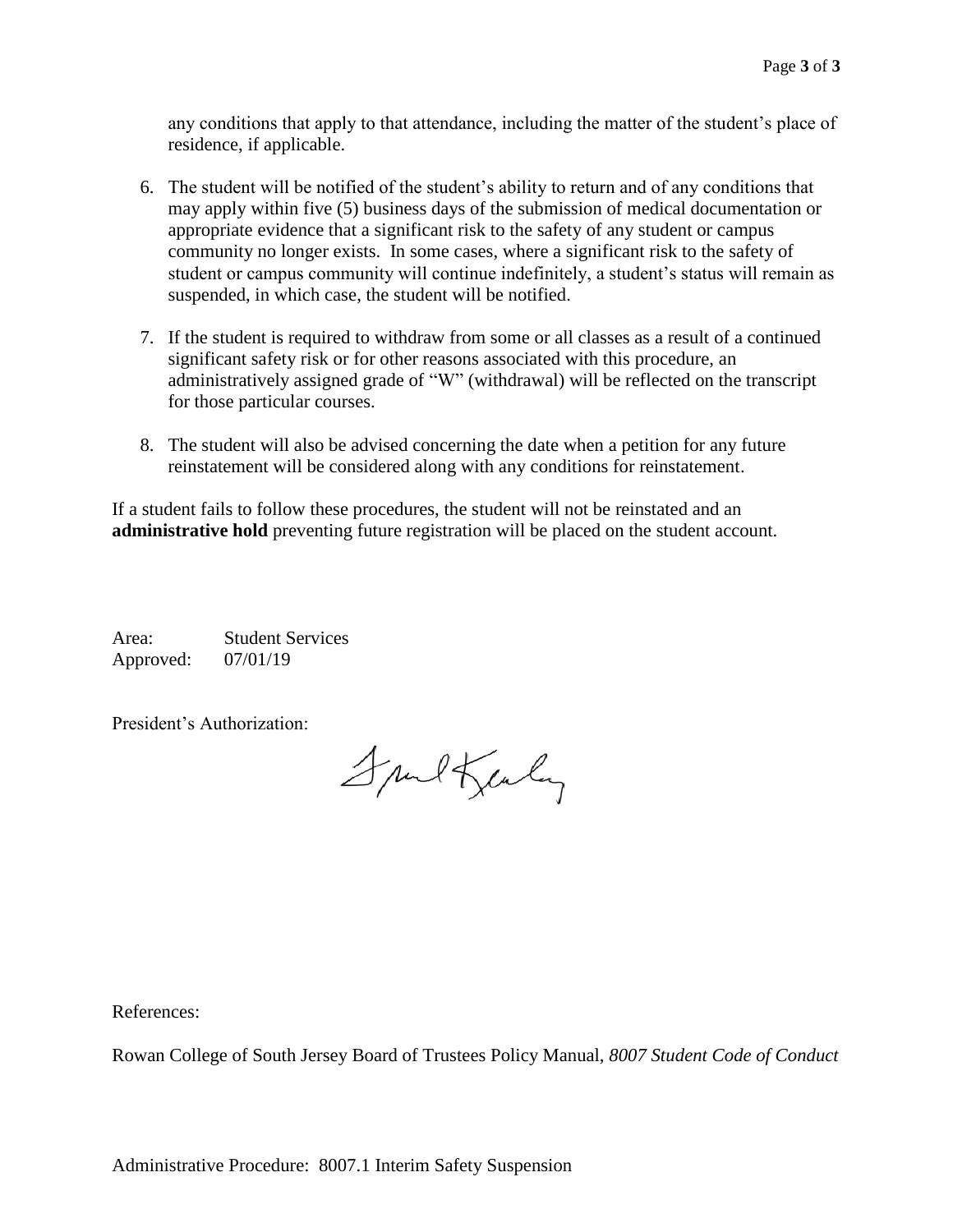any conditions that apply to that attendance, including the matter of the student's place of residence, if applicable.

6. The student will be notified of the student's ability to return and of any conditions that may apply within five (5) business days of the submission of medical documentation or appropriate evidence that a significant risk to the safety of any student or campus community no longer exists. In some cases, where a significant risk to the safety of student or campus community will continue indefinitely, a student's status will remain as suspended, in which case, the student will be notified.

7. If the student is required to withdraw from some or all classes as a result of a continued significant safety risk or for other reasons associated with this procedure, an administratively assigned grade of "W" (withdrawal) will be reflected on the transcript for those particular courses.

8. The student will also be advised concerning the date when a petition for any future reinstatement will be considered along with any conditions for reinstatement.

If a student fails to follow these procedures, the student will not be reinstated and an **administrative hold** preventing future registration will be placed on the student account.

Area: Student Services
Approved: 07/01/19

President's Authorization:

References:

Rowan College of South Jersey Board of Trustees Policy Manual, *8007 Student Code of Conduct*

Administrative Procedure: 8007.1 Interim Safety Suspension